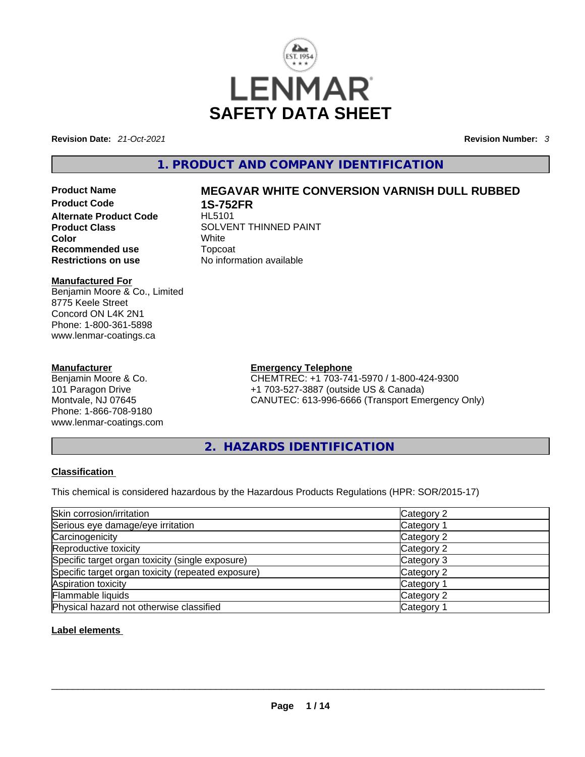LENMAR

# SAFETY DATA SHEET

**Revision Date:** *21-Oct-2021* **Revision Number:** *3*

## 1. PRODUCT AND COMPANY IDENTIFICATION

**Product Name** **MEGAVAR WHITE CONVERSION VARNISH DULL RUBBED**
**Product Code** **1S-752FR**
**Alternate Product Code** HL5101
**Product Class** SOLVENT THINNED PAINT
**Color** White
**Recommended use** Topcoat
**Restrictions on use** No information available

**Manufactured For**
Benjamin Moore & Co., Limited
8775 Keele Street
Concord ON L4K 2N1
Phone: 1-800-361-5898
www.lenmar-coatings.ca

**Manufacturer**
Benjamin Moore & Co.
101 Paragon Drive
Montvale, NJ 07645
Phone: 1-866-708-9180
www.lenmar-coatings.com

**Emergency Telephone**
CHEMTREC: +1 703-741-5970 / 1-800-424-9300
+1 703-527-3887 (outside US & Canada)
CANUTEC: 613-996-6666 (Transport Emergency Only)

## 2. HAZARDS IDENTIFICATION

**Classification**

This chemical is considered hazardous by the Hazardous Products Regulations (HPR: SOR/2015-17)

| | |
|---|---|
| Skin corrosion/irritation | Category 2 |
| Serious eye damage/eye irritation | Category 1 |
| Carcinogenicity | Category 2 |
| Reproductive toxicity | Category 2 |
| Specific target organ toxicity (single exposure) | Category 3 |
| Specific target organ toxicity (repeated exposure) | Category 2 |
| Aspiration toxicity | Category 1 |
| Flammable liquids | Category 2 |
| Physical hazard not otherwise classified | Category 1 |

**Label elements**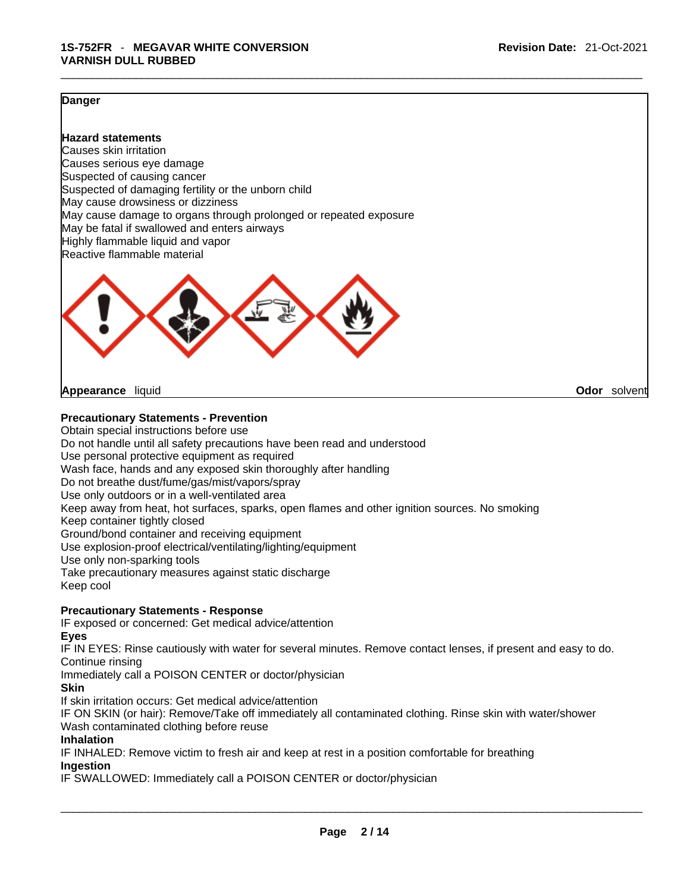**Danger**

**Hazard statements**
Causes skin irritation
Causes serious eye damage
Suspected of causing cancer
Suspected of damaging fertility or the unborn child
May cause drowsiness or dizziness
May cause damage to organs through prolonged or repeated exposure
May be fatal if swallowed and enters airways
Highly flammable liquid and vapor
Reactive flammable material

**Appearance** liquid **Odor** solvent

**Precautionary Statements - Prevention**
Obtain special instructions before use
Do not handle until all safety precautions have been read and understood
Use personal protective equipment as required
Wash face, hands and any exposed skin thoroughly after handling
Do not breathe dust/fume/gas/mist/vapors/spray
Use only outdoors or in a well-ventilated area
Keep away from heat, hot surfaces, sparks, open flames and other ignition sources. No smoking
Keep container tightly closed
Ground/bond container and receiving equipment
Use explosion-proof electrical/ventilating/lighting/equipment
Use only non-sparking tools
Take precautionary measures against static discharge
Keep cool

**Precautionary Statements - Response**
IF exposed or concerned: Get medical advice/attention
**Eyes**
IF IN EYES: Rinse cautiously with water for several minutes. Remove contact lenses, if present and easy to do. Continue rinsing
Immediately call a POISON CENTER or doctor/physician
**Skin**
If skin irritation occurs: Get medical advice/attention
IF ON SKIN (or hair): Remove/Take off immediately all contaminated clothing. Rinse skin with water/shower
Wash contaminated clothing before reuse
**Inhalation**
IF INHALED: Remove victim to fresh air and keep at rest in a position comfortable for breathing
**Ingestion**
IF SWALLOWED: Immediately call a POISON CENTER or doctor/physician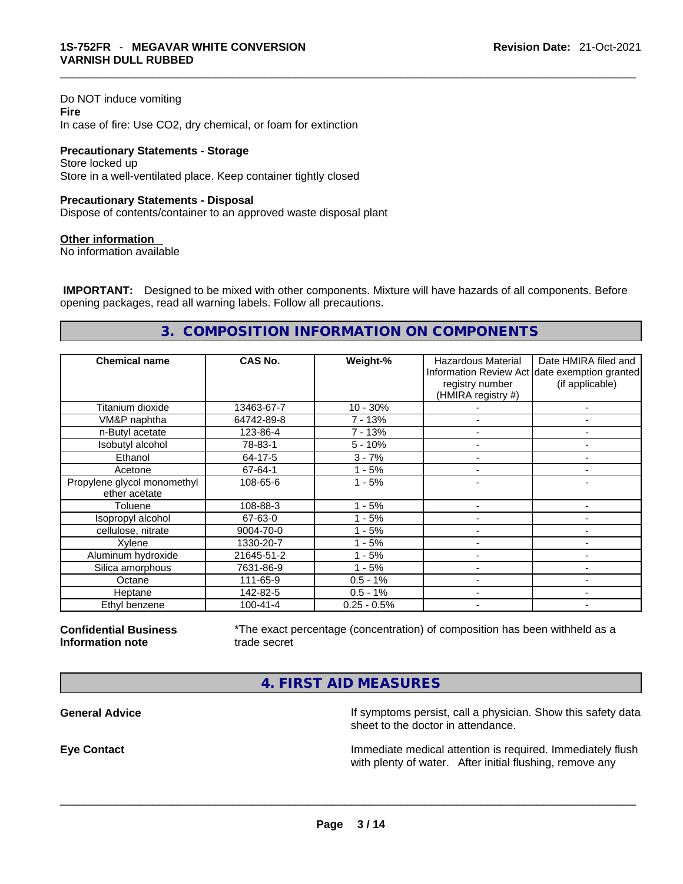Do NOT induce vomiting

**Fire**

In case of fire: Use CO2, dry chemical, or foam for extinction

**Precautionary Statements - Storage**

Store locked up

Store in a well-ventilated place. Keep container tightly closed

**Precautionary Statements - Disposal**

Dispose of contents/container to an approved waste disposal plant

**Other information**

No information available

**IMPORTANT:** Designed to be mixed with other components. Mixture will have hazards of all components. Before opening packages, read all warning labels. Follow all precautions.

## 3. COMPOSITION INFORMATION ON COMPONENTS

| Chemical name | CAS No. | Weight-% | Hazardous Material Information Review Act registry number (HMIRA registry #) | Date HMIRA filed and date exemption granted (if applicable) |
|---|---|---|---|---|
| Titanium dioxide | 13463-67-7 | 10 - 30% | - | - |
| VM&P naphtha | 64742-89-8 | 7 - 13% | - | - |
| n-Butyl acetate | 123-86-4 | 7 - 13% | - | - |
| Isobutyl alcohol | 78-83-1 | 5 - 10% | - | - |
| Ethanol | 64-17-5 | 3 - 7% | - | - |
| Acetone | 67-64-1 | 1 - 5% | - | - |
| Propylene glycol monomethyl ether acetate | 108-65-6 | 1 - 5% | - | - |
| Toluene | 108-88-3 | 1 - 5% | - | - |
| Isopropyl alcohol | 67-63-0 | 1 - 5% | - | - |
| cellulose, nitrate | 9004-70-0 | 1 - 5% | - | - |
| Xylene | 1330-20-7 | 1 - 5% | - | - |
| Aluminum hydroxide | 21645-51-2 | 1 - 5% | - | - |
| Silica amorphous | 7631-86-9 | 1 - 5% | - | - |
| Octane | 111-65-9 | 0.5 - 1% | - | - |
| Heptane | 142-82-5 | 0.5 - 1% | - | - |
| Ethyl benzene | 100-41-4 | 0.25 - 0.5% | - | - |

**Confidential Business Information note**

*The exact percentage (concentration) of composition has been withheld as a trade secret

## 4. FIRST AID MEASURES

**General Advice**

If symptoms persist, call a physician. Show this safety data sheet to the doctor in attendance.

**Eye Contact**

Immediate medical attention is required. Immediately flush with plenty of water. After initial flushing, remove any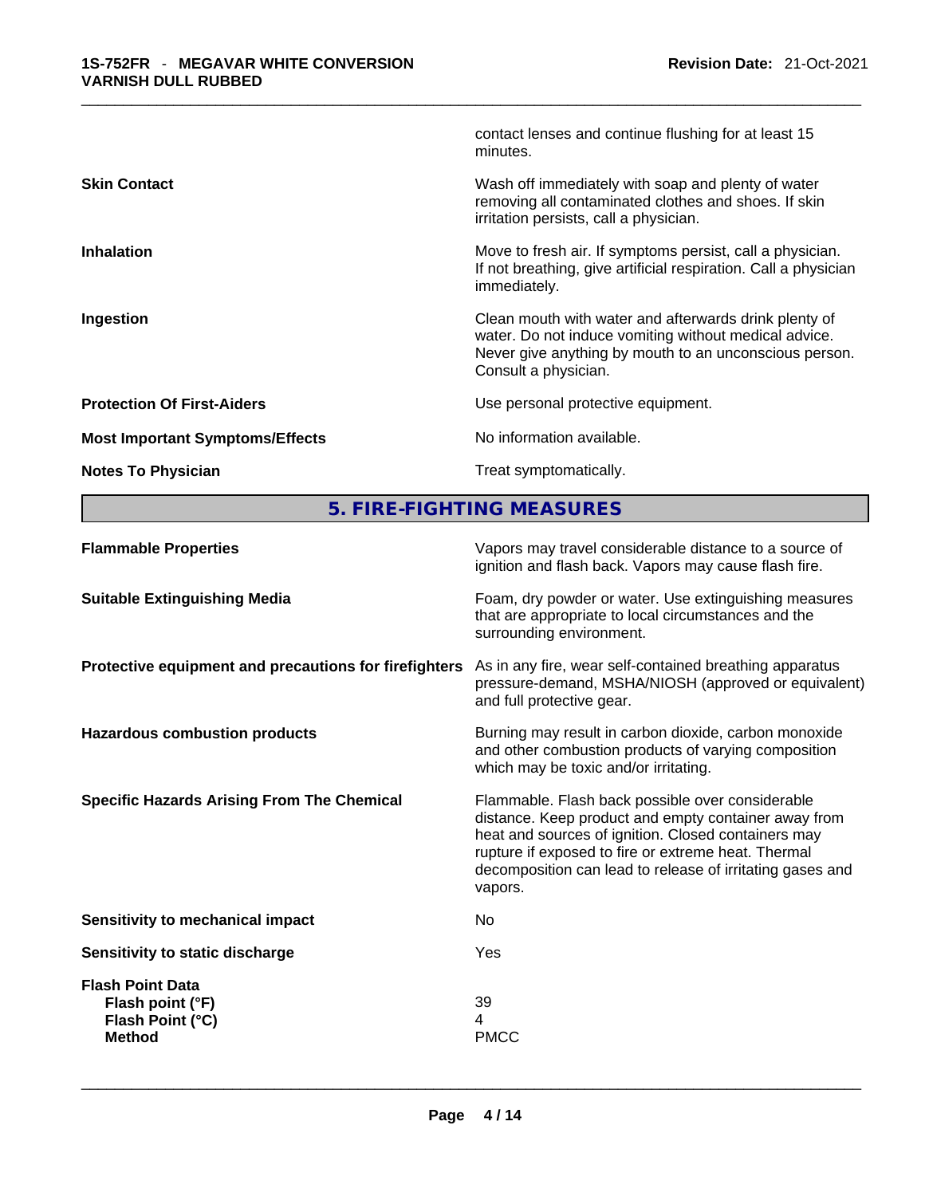| | |
|---|---|
| | contact lenses and continue flushing for at least 15 minutes. |
| **Skin Contact** | Wash off immediately with soap and plenty of water removing all contaminated clothes and shoes. If skin irritation persists, call a physician. |
| **Inhalation** | Move to fresh air. If symptoms persist, call a physician. If not breathing, give artificial respiration. Call a physician immediately. |
| **Ingestion** | Clean mouth with water and afterwards drink plenty of water. Do not induce vomiting without medical advice. Never give anything by mouth to an unconscious person. Consult a physician. |
| **Protection Of First-Aiders** | Use personal protective equipment. |
| **Most Important Symptoms/Effects** | No information available. |
| **Notes To Physician** | Treat symptomatically. |

## 5. FIRE-FIGHTING MEASURES

| | |
|---|---|
| **Flammable Properties** | Vapors may travel considerable distance to a source of ignition and flash back. Vapors may cause flash fire. |
| **Suitable Extinguishing Media** | Foam, dry powder or water. Use extinguishing measures that are appropriate to local circumstances and the surrounding environment. |
| **Protective equipment and precautions for firefighters** | As in any fire, wear self-contained breathing apparatus pressure-demand, MSHA/NIOSH (approved or equivalent) and full protective gear. |
| **Hazardous combustion products** | Burning may result in carbon dioxide, carbon monoxide and other combustion products of varying composition which may be toxic and/or irritating. |
| **Specific Hazards Arising From The Chemical** | Flammable. Flash back possible over considerable distance. Keep product and empty container away from heat and sources of ignition. Closed containers may rupture if exposed to fire or extreme heat. Thermal decomposition can lead to release of irritating gases and vapors. |
| **Sensitivity to mechanical impact** | No |
| **Sensitivity to static discharge** | Yes |
| **Flash Point Data** | |
| **Flash point (°F)** | 39 |
| **Flash Point (°C)** | 4 |
| **Method** | PMCC |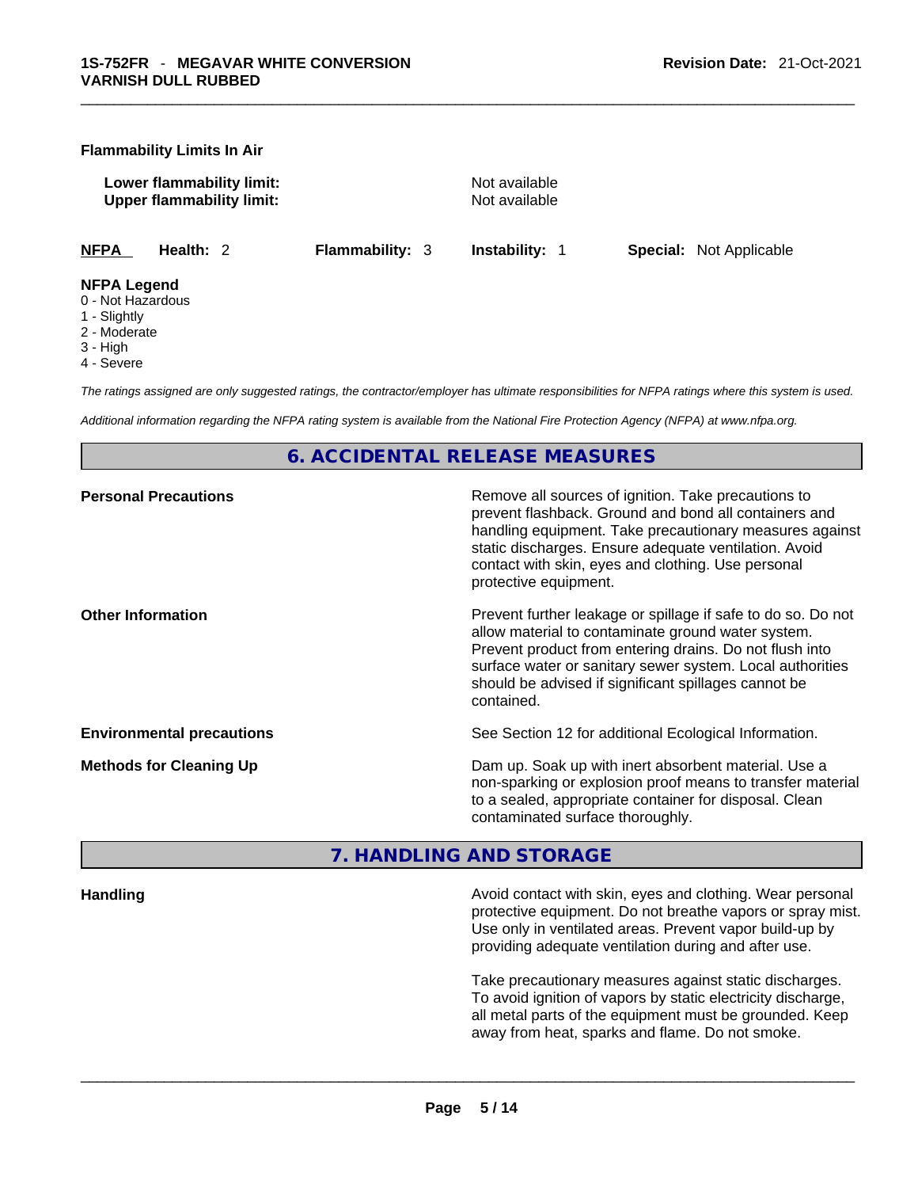**Flammability Limits In Air**

| | |
|---|---|
| **Lower flammability limit:** | Not available |
| **Upper flammability limit:** | Not available |

| **NFPA** | **Health:** 2 | **Flammability:** 3 | **Instability:** 1 | **Special:** Not Applicable |
|---|---|---|---|---|

**NFPA Legend**
0 - Not Hazardous
1 - Slightly
2 - Moderate
3 - High
4 - Severe

*The ratings assigned are only suggested ratings, the contractor/employer has ultimate responsibilities for NFPA ratings where this system is used.*

*Additional information regarding the NFPA rating system is available from the National Fire Protection Agency (NFPA) at www.nfpa.org.*

## 6. ACCIDENTAL RELEASE MEASURES

**Personal Precautions**

Remove all sources of ignition. Take precautions to prevent flashback. Ground and bond all containers and handling equipment. Take precautionary measures against static discharges. Ensure adequate ventilation. Avoid contact with skin, eyes and clothing. Use personal protective equipment.

**Other Information**

Prevent further leakage or spillage if safe to do so. Do not allow material to contaminate ground water system. Prevent product from entering drains. Do not flush into surface water or sanitary sewer system. Local authorities should be advised if significant spillages cannot be contained.

**Environmental precautions**

See Section 12 for additional Ecological Information.

**Methods for Cleaning Up**

Dam up. Soak up with inert absorbent material. Use a non-sparking or explosion proof means to transfer material to a sealed, appropriate container for disposal. Clean contaminated surface thoroughly.

## 7. HANDLING AND STORAGE

**Handling**

Avoid contact with skin, eyes and clothing. Wear personal protective equipment. Do not breathe vapors or spray mist. Use only in ventilated areas. Prevent vapor build-up by providing adequate ventilation during and after use.

Take precautionary measures against static discharges. To avoid ignition of vapors by static electricity discharge, all metal parts of the equipment must be grounded. Keep away from heat, sparks and flame. Do not smoke.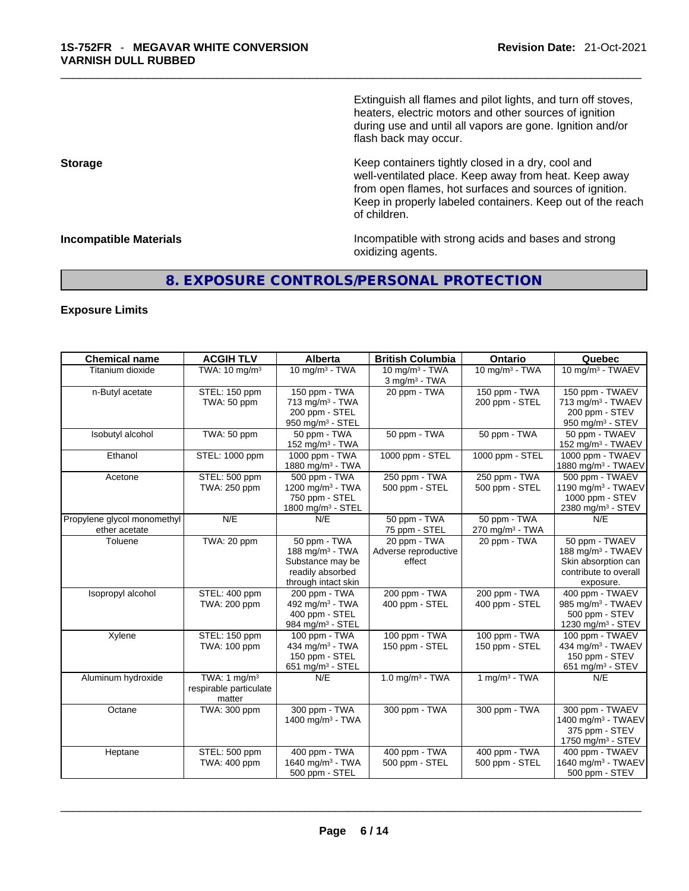Extinguish all flames and pilot lights, and turn off stoves, heaters, electric motors and other sources of ignition during use and until all vapors are gone. Ignition and/or flash back may occur.

**Storage**

Keep containers tightly closed in a dry, cool and well-ventilated place. Keep away from heat. Keep away from open flames, hot surfaces and sources of ignition. Keep in properly labeled containers. Keep out of the reach of children.

**Incompatible Materials**

Incompatible with strong acids and bases and strong oxidizing agents.

## 8. EXPOSURE CONTROLS/PERSONAL PROTECTION

**Exposure Limits**

| Chemical name | ACGIH TLV | Alberta | British Columbia | Ontario | Quebec |
|---|---|---|---|---|---|
| Titanium dioxide | TWA: 10 mg/m³ | 10 mg/m³ - TWA | 10 mg/m³ - TWA<br>3 mg/m³ - TWA | 10 mg/m³ - TWA | 10 mg/m³ - TWAEV |
| n-Butyl acetate | STEL: 150 ppm<br>TWA: 50 ppm | 150 ppm - TWA<br>713 mg/m³ - TWA<br>200 ppm - STEL<br>950 mg/m³ - STEL | 20 ppm - TWA | 150 ppm - TWA<br>200 ppm - STEL | 150 ppm - TWAEV<br>713 mg/m³ - TWAEV<br>200 ppm - STEV<br>950 mg/m³ - STEV |
| Isobutyl alcohol | TWA: 50 ppm | 50 ppm - TWA<br>152 mg/m³ - TWA | 50 ppm - TWA | 50 ppm - TWA | 50 ppm - TWAEV<br>152 mg/m³ - TWAEV |
| Ethanol | STEL: 1000 ppm | 1000 ppm - TWA<br>1880 mg/m³ - TWA | 1000 ppm - STEL | 1000 ppm - STEL | 1000 ppm - TWAEV<br>1880 mg/m³ - TWAEV |
| Acetone | STEL: 500 ppm<br>TWA: 250 ppm | 500 ppm - TWA<br>1200 mg/m³ - TWA<br>750 ppm - STEL<br>1800 mg/m³ - STEL | 250 ppm - TWA<br>500 ppm - STEL | 250 ppm - TWA<br>500 ppm - STEL | 500 ppm - TWAEV<br>1190 mg/m³ - TWAEV<br>1000 ppm - STEV<br>2380 mg/m³ - STEV |
| Propylene glycol monomethyl ether acetate | N/E | N/E | 50 ppm - TWA<br>75 ppm - STEL | 50 ppm - TWA<br>270 mg/m³ - TWA | N/E |
| Toluene | TWA: 20 ppm | 50 ppm - TWA<br>188 mg/m³ - TWA<br>Substance may be readily absorbed through intact skin | 20 ppm - TWA<br>Adverse reproductive effect | 20 ppm - TWA | 50 ppm - TWAEV<br>188 mg/m³ - TWAEV<br>Skin absorption can contribute to overall exposure. |
| Isopropyl alcohol | STEL: 400 ppm<br>TWA: 200 ppm | 200 ppm - TWA<br>492 mg/m³ - TWA<br>400 ppm - STEL<br>984 mg/m³ - STEL | 200 ppm - TWA<br>400 ppm - STEL | 200 ppm - TWA<br>400 ppm - STEL | 400 ppm - TWAEV<br>985 mg/m³ - TWAEV<br>500 ppm - STEV<br>1230 mg/m³ - STEV |
| Xylene | STEL: 150 ppm<br>TWA: 100 ppm | 100 ppm - TWA<br>434 mg/m³ - TWA<br>150 ppm - STEL<br>651 mg/m³ - STEL | 100 ppm - TWA<br>150 ppm - STEL | 100 ppm - TWA<br>150 ppm - STEL | 100 ppm - TWAEV<br>434 mg/m³ - TWAEV<br>150 ppm - STEV<br>651 mg/m³ - STEV |
| Aluminum hydroxide | TWA: 1 mg/m³ respirable particulate matter | N/E | 1.0 mg/m³ - TWA | 1 mg/m³ - TWA | N/E |
| Octane | TWA: 300 ppm | 300 ppm - TWA<br>1400 mg/m³ - TWA | 300 ppm - TWA | 300 ppm - TWA | 300 ppm - TWAEV<br>1400 mg/m³ - TWAEV<br>375 ppm - STEV<br>1750 mg/m³ - STEV |
| Heptane | STEL: 500 ppm<br>TWA: 400 ppm | 400 ppm - TWA<br>1640 mg/m³ - TWA<br>500 ppm - STEL | 400 ppm - TWA<br>500 ppm - STEL | 400 ppm - TWA<br>500 ppm - STEL | 400 ppm - TWAEV<br>1640 mg/m³ - TWAEV<br>500 ppm - STEV |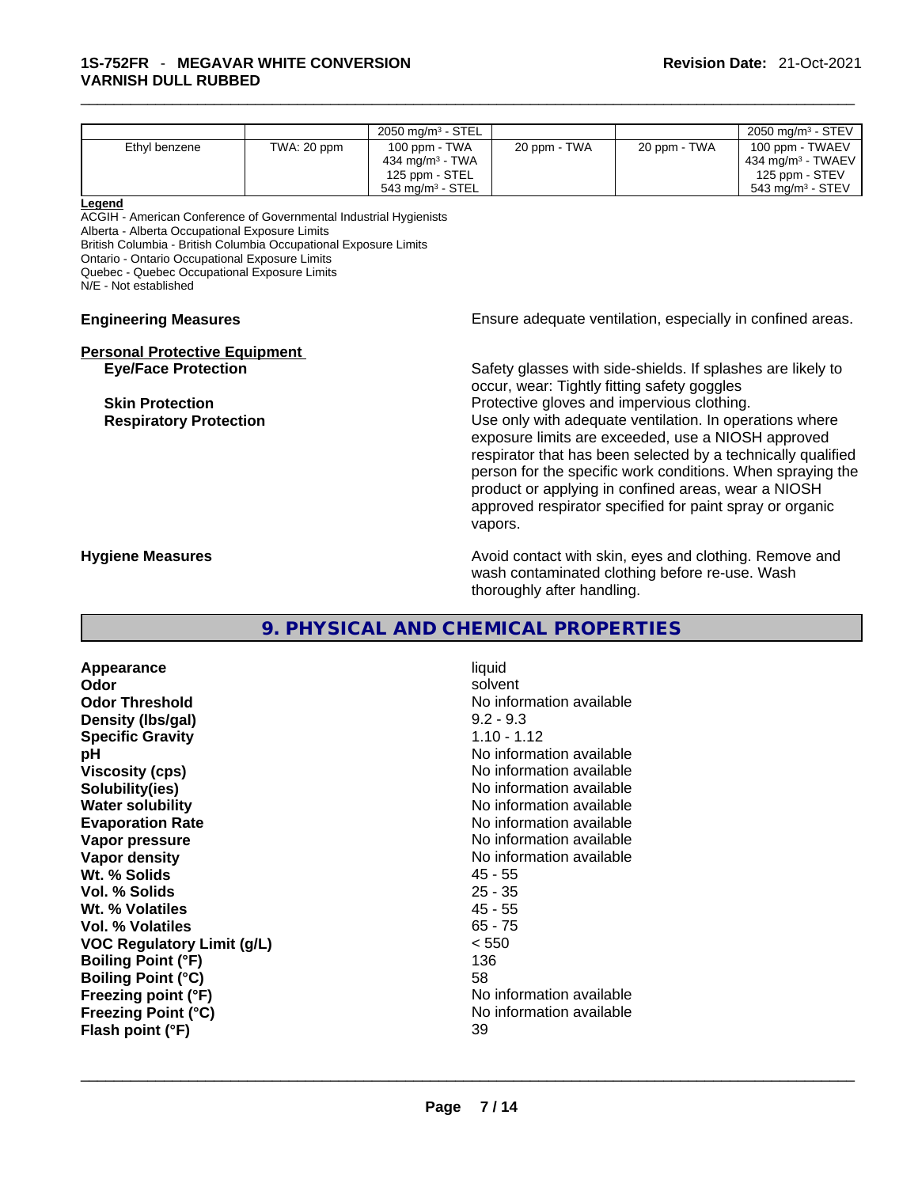| | | | | | |
|---|---|---|---|---|---|
| | | 2050 mg/m³ - STEL | | | 2050 mg/m³ - STEV |
| Ethyl benzene | TWA: 20 ppm | 100 ppm - TWA<br>434 mg/m³ - TWA<br>125 ppm - STEL<br>543 mg/m³ - STEL | 20 ppm - TWA | 20 ppm - TWA | 100 ppm - TWAEV<br>434 mg/m³ - TWAEV<br>125 ppm - STEV<br>543 mg/m³ - STEV |

**Legend**

ACGIH - American Conference of Governmental Industrial Hygienists
Alberta - Alberta Occupational Exposure Limits
British Columbia - British Columbia Occupational Exposure Limits
Ontario - Ontario Occupational Exposure Limits
Quebec - Quebec Occupational Exposure Limits
N/E - Not established

**Engineering Measures** Ensure adequate ventilation, especially in confined areas.

**Personal Protective Equipment**

**Eye/Face Protection** Safety glasses with side-shields. If splashes are likely to occur, wear: Tightly fitting safety goggles

**Skin Protection** Protective gloves and impervious clothing.

**Respiratory Protection** Use only with adequate ventilation. In operations where exposure limits are exceeded, use a NIOSH approved respirator that has been selected by a technically qualified person for the specific work conditions. When spraying the product or applying in confined areas, wear a NIOSH approved respirator specified for paint spray or organic vapors.

**Hygiene Measures** Avoid contact with skin, eyes and clothing. Remove and wash contaminated clothing before re-use. Wash thoroughly after handling.

## 9. PHYSICAL AND CHEMICAL PROPERTIES

| | |
|---|---|
| **Appearance** | liquid |
| **Odor** | solvent |
| **Odor Threshold** | No information available |
| **Density (lbs/gal)** | 9.2 - 9.3 |
| **Specific Gravity** | 1.10 - 1.12 |
| **pH** | No information available |
| **Viscosity (cps)** | No information available |
| **Solubility(ies)** | No information available |
| **Water solubility** | No information available |
| **Evaporation Rate** | No information available |
| **Vapor pressure** | No information available |
| **Vapor density** | No information available |
| **Wt. % Solids** | 45 - 55 |
| **Vol. % Solids** | 25 - 35 |
| **Wt. % Volatiles** | 45 - 55 |
| **Vol. % Volatiles** | 65 - 75 |
| **VOC Regulatory Limit (g/L)** | < 550 |
| **Boiling Point (°F)** | 136 |
| **Boiling Point (°C)** | 58 |
| **Freezing point (°F)** | No information available |
| **Freezing Point (°C)** | No information available |
| **Flash point (°F)** | 39 |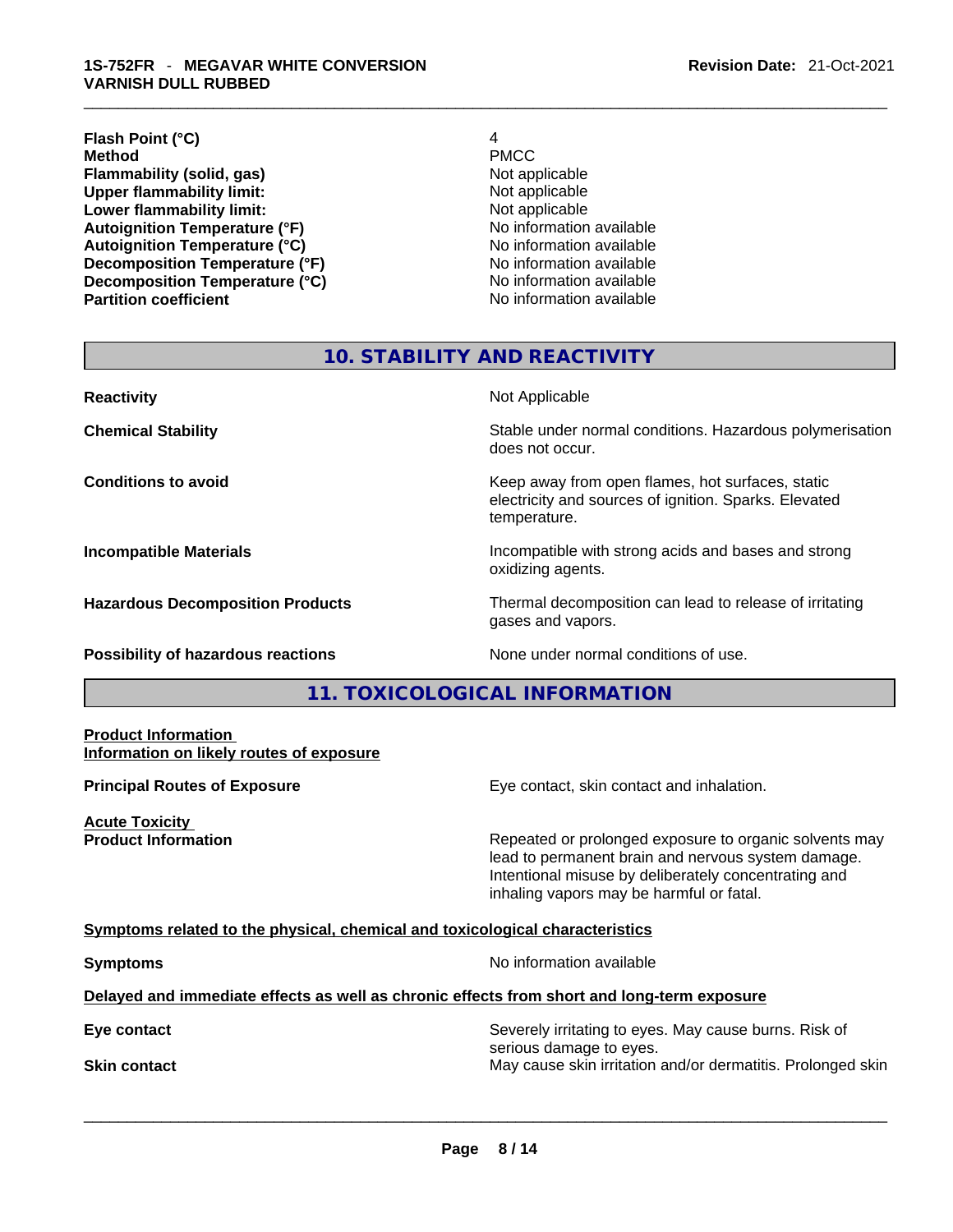| | |
|---|---|
| **Flash Point (°C)** | 4 |
| **Method** | PMCC |
| **Flammability (solid, gas)** | Not applicable |
| **Upper flammability limit:** | Not applicable |
| **Lower flammability limit:** | Not applicable |
| **Autoignition Temperature (°F)** | No information available |
| **Autoignition Temperature (°C)** | No information available |
| **Decomposition Temperature (°F)** | No information available |
| **Decomposition Temperature (°C)** | No information available |
| **Partition coefficient** | No information available |

## 10. STABILITY AND REACTIVITY

| | |
|---|---|
| **Reactivity** | Not Applicable |
| **Chemical Stability** | Stable under normal conditions. Hazardous polymerisation does not occur. |
| **Conditions to avoid** | Keep away from open flames, hot surfaces, static electricity and sources of ignition. Sparks. Elevated temperature. |
| **Incompatible Materials** | Incompatible with strong acids and bases and strong oxidizing agents. |
| **Hazardous Decomposition Products** | Thermal decomposition can lead to release of irritating gases and vapors. |
| **Possibility of hazardous reactions** | None under normal conditions of use. |

## 11. TOXICOLOGICAL INFORMATION

**Product Information**

**Information on likely routes of exposure**

**Principal Routes of Exposure** — Eye contact, skin contact and inhalation.

**Acute Toxicity**

**Product Information** — Repeated or prolonged exposure to organic solvents may lead to permanent brain and nervous system damage. Intentional misuse by deliberately concentrating and inhaling vapors may be harmful or fatal.

**Symptoms related to the physical, chemical and toxicological characteristics**

**Symptoms** — No information available

**Delayed and immediate effects as well as chronic effects from short and long-term exposure**

**Eye contact** — Severely irritating to eyes. May cause burns. Risk of serious damage to eyes.

**Skin contact** — May cause skin irritation and/or dermatitis. Prolonged skin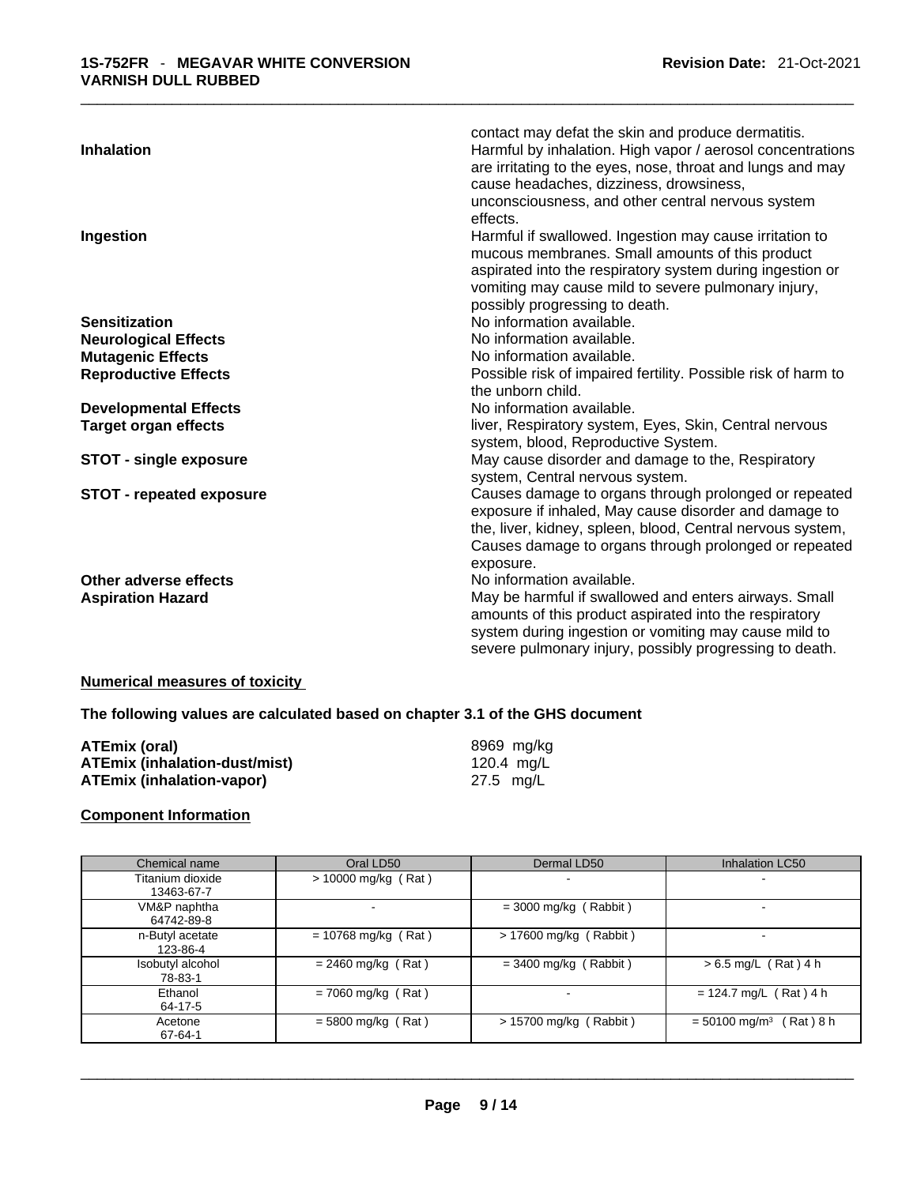contact may defat the skin and produce dermatitis.

**Inhalation** Harmful by inhalation. High vapor / aerosol concentrations are irritating to the eyes, nose, throat and lungs and may cause headaches, dizziness, drowsiness, unconsciousness, and other central nervous system effects.

**Ingestion** Harmful if swallowed. Ingestion may cause irritation to mucous membranes. Small amounts of this product aspirated into the respiratory system during ingestion or vomiting may cause mild to severe pulmonary injury, possibly progressing to death.

**Sensitization** No information available.

**Neurological Effects** No information available.

**Mutagenic Effects** No information available.

**Reproductive Effects** Possible risk of impaired fertility. Possible risk of harm to the unborn child.

**Developmental Effects** No information available.

**Target organ effects** liver, Respiratory system, Eyes, Skin, Central nervous system, blood, Reproductive System.

**STOT - single exposure** May cause disorder and damage to the, Respiratory system, Central nervous system.

**STOT - repeated exposure** Causes damage to organs through prolonged or repeated exposure if inhaled, May cause disorder and damage to the, liver, kidney, spleen, blood, Central nervous system, Causes damage to organs through prolonged or repeated exposure.

**Other adverse effects** No information available.

**Aspiration Hazard** May be harmful if swallowed and enters airways. Small amounts of this product aspirated into the respiratory system during ingestion or vomiting may cause mild to severe pulmonary injury, possibly progressing to death.

## Numerical measures of toxicity

**The following values are calculated based on chapter 3.1 of the GHS document**

**ATEmix (oral)** 8969 mg/kg

**ATEmix (inhalation-dust/mist)** 120.4 mg/L

**ATEmix (inhalation-vapor)** 27.5 mg/L

## Component Information

| Chemical name | Oral LD50 | Dermal LD50 | Inhalation LC50 |
|---|---|---|---|
| Titanium dioxide 13463-67-7 | > 10000 mg/kg ( Rat ) | - | - |
| VM&P naphtha 64742-89-8 | - | = 3000 mg/kg ( Rabbit ) | - |
| n-Butyl acetate 123-86-4 | = 10768 mg/kg ( Rat ) | > 17600 mg/kg ( Rabbit ) | - |
| Isobutyl alcohol 78-83-1 | = 2460 mg/kg ( Rat ) | = 3400 mg/kg ( Rabbit ) | > 6.5 mg/L ( Rat ) 4 h |
| Ethanol 64-17-5 | = 7060 mg/kg ( Rat ) | - | = 124.7 mg/L ( Rat ) 4 h |
| Acetone 67-64-1 | = 5800 mg/kg ( Rat ) | > 15700 mg/kg ( Rabbit ) | = 50100 $mg/m^3$ ( Rat ) 8 h |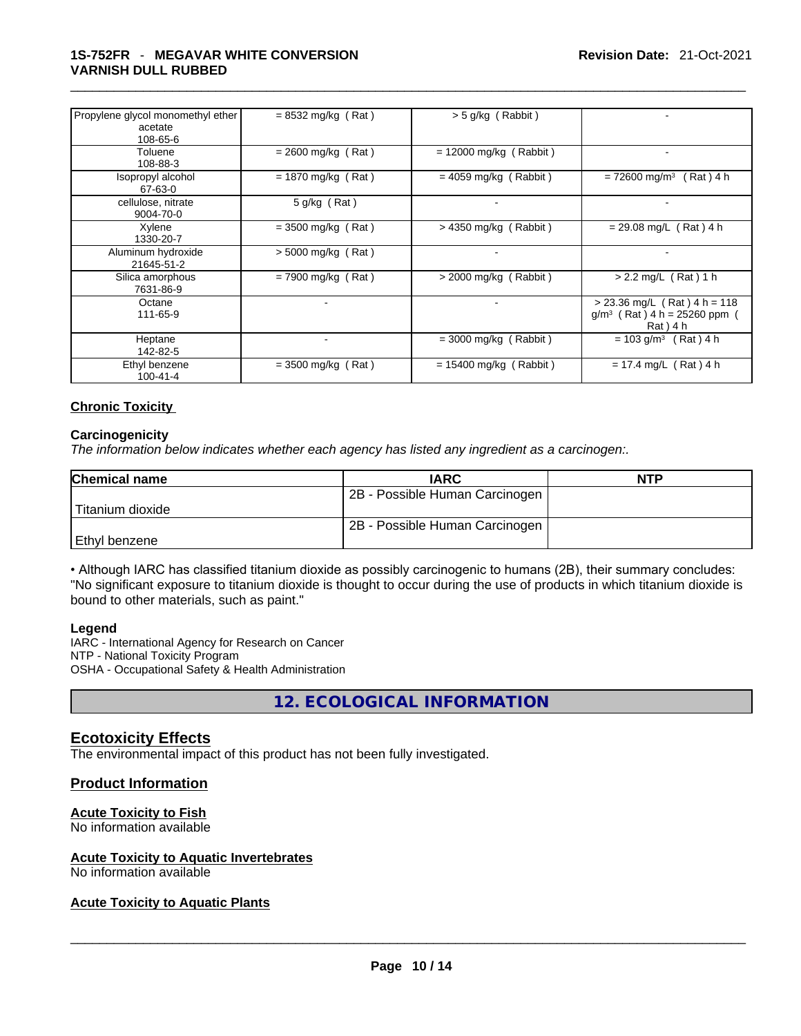| Propylene glycol monomethyl ether acetate 108-65-6 | = 8532 mg/kg ( Rat ) | > 5 g/kg ( Rabbit ) | - |
|---|---|---|---|
| Toluene 108-88-3 | = 2600 mg/kg ( Rat ) | = 12000 mg/kg ( Rabbit ) | - |
| Isopropyl alcohol 67-63-0 | = 1870 mg/kg ( Rat ) | = 4059 mg/kg ( Rabbit ) | = 72600 mg/m³ ( Rat ) 4 h |
| cellulose, nitrate 9004-70-0 | 5 g/kg ( Rat ) | - | - |
| Xylene 1330-20-7 | = 3500 mg/kg ( Rat ) | > 4350 mg/kg ( Rabbit ) | = 29.08 mg/L ( Rat ) 4 h |
| Aluminum hydroxide 21645-51-2 | > 5000 mg/kg ( Rat ) | - | - |
| Silica amorphous 7631-86-9 | = 7900 mg/kg ( Rat ) | > 2000 mg/kg ( Rabbit ) | > 2.2 mg/L ( Rat ) 1 h |
| Octane 111-65-9 | - | - | > 23.36 mg/L ( Rat ) 4 h = 118 g/m³ ( Rat ) 4 h = 25260 ppm ( Rat ) 4 h |
| Heptane 142-82-5 | - | = 3000 mg/kg ( Rabbit ) | = 103 g/m³ ( Rat ) 4 h |
| Ethyl benzene 100-41-4 | = 3500 mg/kg ( Rat ) | = 15400 mg/kg ( Rabbit ) | = 17.4 mg/L ( Rat ) 4 h |

## Chronic Toxicity

### Carcinogenicity

*The information below indicates whether each agency has listed any ingredient as a carcinogen:.*

| Chemical name | IARC | NTP |
|---|---|---|
| Titanium dioxide | 2B - Possible Human Carcinogen | |
| Ethyl benzene | 2B - Possible Human Carcinogen | |

• Although IARC has classified titanium dioxide as possibly carcinogenic to humans (2B), their summary concludes: "No significant exposure to titanium dioxide is thought to occur during the use of products in which titanium dioxide is bound to other materials, such as paint."

**Legend**

IARC - International Agency for Research on Cancer
NTP - National Toxicity Program
OSHA - Occupational Safety & Health Administration

# 12. ECOLOGICAL INFORMATION

## Ecotoxicity Effects

The environmental impact of this product has not been fully investigated.

## Product Information

### Acute Toxicity to Fish

No information available

### Acute Toxicity to Aquatic Invertebrates

No information available

### Acute Toxicity to Aquatic Plants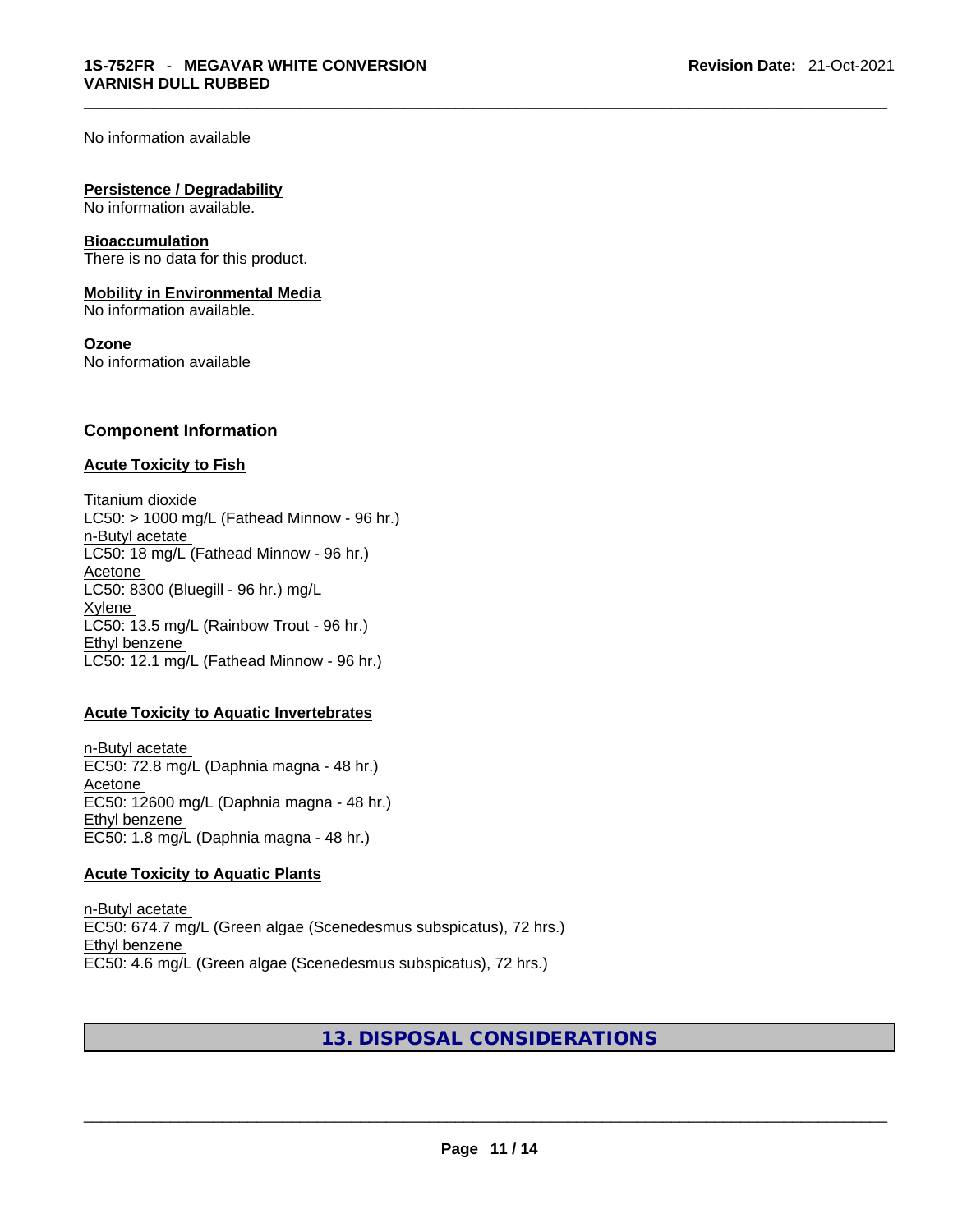No information available

**Persistence / Degradability**
No information available.

**Bioaccumulation**
There is no data for this product.

**Mobility in Environmental Media**
No information available.

**Ozone**
No information available

## Component Information

### Acute Toxicity to Fish

Titanium dioxide
LC50: > 1000 mg/L (Fathead Minnow - 96 hr.)
n-Butyl acetate
LC50: 18 mg/L (Fathead Minnow - 96 hr.)
Acetone
LC50: 8300 (Bluegill - 96 hr.) mg/L
Xylene
LC50: 13.5 mg/L (Rainbow Trout - 96 hr.)
Ethyl benzene
LC50: 12.1 mg/L (Fathead Minnow - 96 hr.)

### Acute Toxicity to Aquatic Invertebrates

n-Butyl acetate
EC50: 72.8 mg/L (Daphnia magna - 48 hr.)
Acetone
EC50: 12600 mg/L (Daphnia magna - 48 hr.)
Ethyl benzene
EC50: 1.8 mg/L (Daphnia magna - 48 hr.)

### Acute Toxicity to Aquatic Plants

n-Butyl acetate
EC50: 674.7 mg/L (Green algae (Scenedesmus subspicatus), 72 hrs.)
Ethyl benzene
EC50: 4.6 mg/L (Green algae (Scenedesmus subspicatus), 72 hrs.)

## 13. DISPOSAL CONSIDERATIONS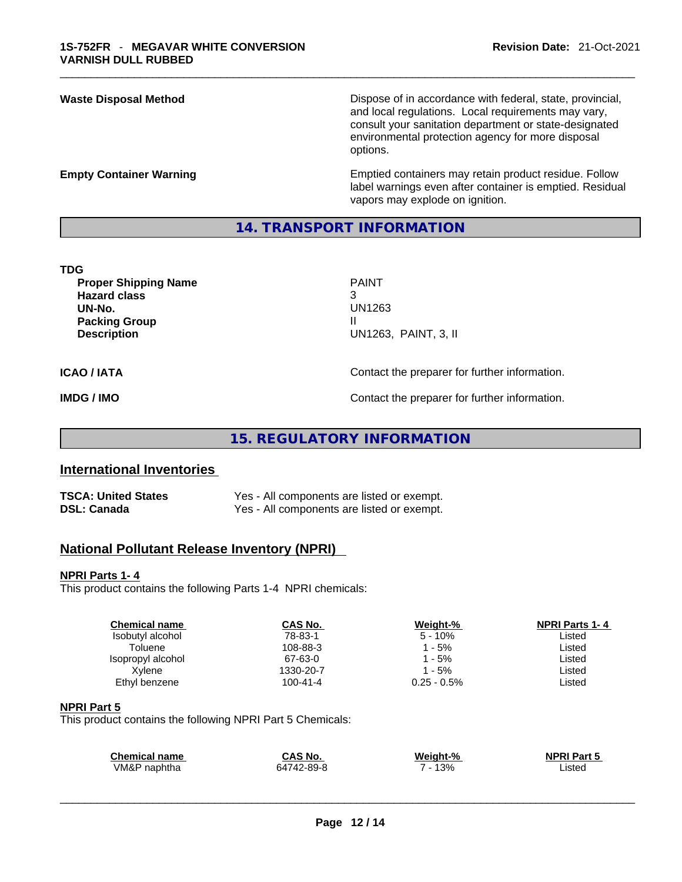**Waste Disposal Method**

Dispose of in accordance with federal, state, provincial, and local regulations. Local requirements may vary, consult your sanitation department or state-designated environmental protection agency for more disposal options.

**Empty Container Warning**

Emptied containers may retain product residue. Follow label warnings even after container is emptied. Residual vapors may explode on ignition.

## 14. TRANSPORT INFORMATION

**TDG**

| | |
|---|---|
| **Proper Shipping Name** | PAINT |
| **Hazard class** | 3 |
| **UN-No.** | UN1263 |
| **Packing Group** | II |
| **Description** | UN1263, PAINT, 3, II |

**ICAO / IATA** — Contact the preparer for further information.

**IMDG / IMO** — Contact the preparer for further information.

## 15. REGULATORY INFORMATION

### International Inventories

| | |
|---|---|
| **TSCA: United States** | Yes - All components are listed or exempt. |
| **DSL: Canada** | Yes - All components are listed or exempt. |

### National Pollutant Release Inventory (NPRI)

**NPRI Parts 1- 4**

This product contains the following Parts 1-4 NPRI chemicals:

| Chemical name | CAS No. | Weight-% | NPRI Parts 1- 4 |
|---|---|---|---|
| Isobutyl alcohol | 78-83-1 | 5 - 10% | Listed |
| Toluene | 108-88-3 | 1 - 5% | Listed |
| Isopropyl alcohol | 67-63-0 | 1 - 5% | Listed |
| Xylene | 1330-20-7 | 1 - 5% | Listed |
| Ethyl benzene | 100-41-4 | 0.25 - 0.5% | Listed |

**NPRI Part 5**

This product contains the following NPRI Part 5 Chemicals:

| Chemical name | CAS No. | Weight-% | NPRI Part 5 |
|---|---|---|---|
| VM&P naphtha | 64742-89-8 | 7 - 13% | Listed |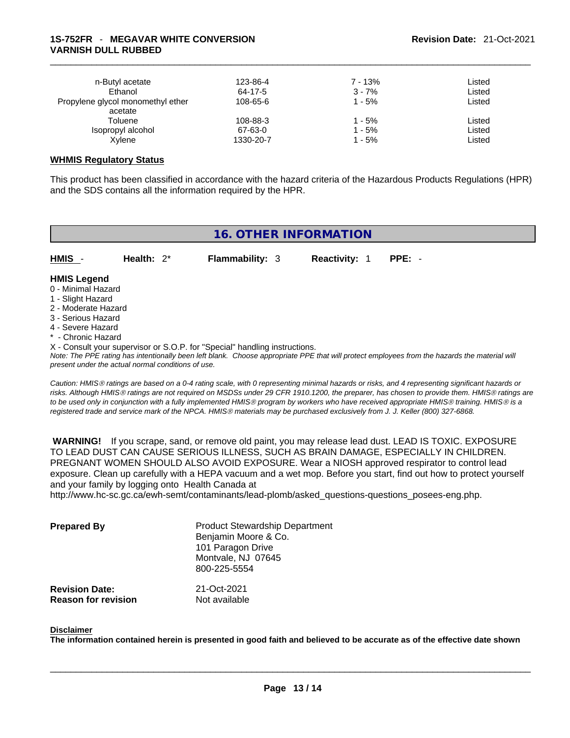| | | | |
|---|---|---|---|
| n-Butyl acetate | 123-86-4 | 7 - 13% | Listed |
| Ethanol | 64-17-5 | 3 - 7% | Listed |
| Propylene glycol monomethyl ether acetate | 108-65-6 | 1 - 5% | Listed |
| Toluene | 108-88-3 | 1 - 5% | Listed |
| Isopropyl alcohol | 67-63-0 | 1 - 5% | Listed |
| Xylene | 1330-20-7 | 1 - 5% | Listed |

**WHMIS Regulatory Status**

This product has been classified in accordance with the hazard criteria of the Hazardous Products Regulations (HPR) and the SDS contains all the information required by the HPR.

## 16. OTHER INFORMATION

**HMIS** - **Health:** 2* **Flammability:** 3 **Reactivity:** 1 **PPE:** -

**HMIS Legend**

0 - Minimal Hazard
1 - Slight Hazard
2 - Moderate Hazard
3 - Serious Hazard
4 - Severe Hazard
* - Chronic Hazard
X - Consult your supervisor or S.O.P. for "Special" handling instructions.

*Note: The PPE rating has intentionally been left blank. Choose appropriate PPE that will protect employees from the hazards the material will present under the actual normal conditions of use.*

*Caution: HMIS® ratings are based on a 0-4 rating scale, with 0 representing minimal hazards or risks, and 4 representing significant hazards or risks. Although HMIS® ratings are not required on MSDSs under 29 CFR 1910.1200, the preparer, has chosen to provide them. HMIS® ratings are to be used only in conjunction with a fully implemented HMIS® program by workers who have received appropriate HMIS® training. HMIS® is a registered trade and service mark of the NPCA. HMIS® materials may be purchased exclusively from J. J. Keller (800) 327-6868.*

**WARNING!** If you scrape, sand, or remove old paint, you may release lead dust. LEAD IS TOXIC. EXPOSURE TO LEAD DUST CAN CAUSE SERIOUS ILLNESS, SUCH AS BRAIN DAMAGE, ESPECIALLY IN CHILDREN. PREGNANT WOMEN SHOULD ALSO AVOID EXPOSURE. Wear a NIOSH approved respirator to control lead exposure. Clean up carefully with a HEPA vacuum and a wet mop. Before you start, find out how to protect yourself and your family by logging onto Health Canada at http://www.hc-sc.gc.ca/ewh-semt/contaminants/lead-plomb/asked_questions-questions_posees-eng.php.

**Prepared By** Product Stewardship Department
Benjamin Moore & Co.
101 Paragon Drive
Montvale, NJ 07645
800-225-5554

**Revision Date:** 21-Oct-2021
**Reason for revision** Not available

**Disclaimer**

**The information contained herein is presented in good faith and believed to be accurate as of the effective date shown**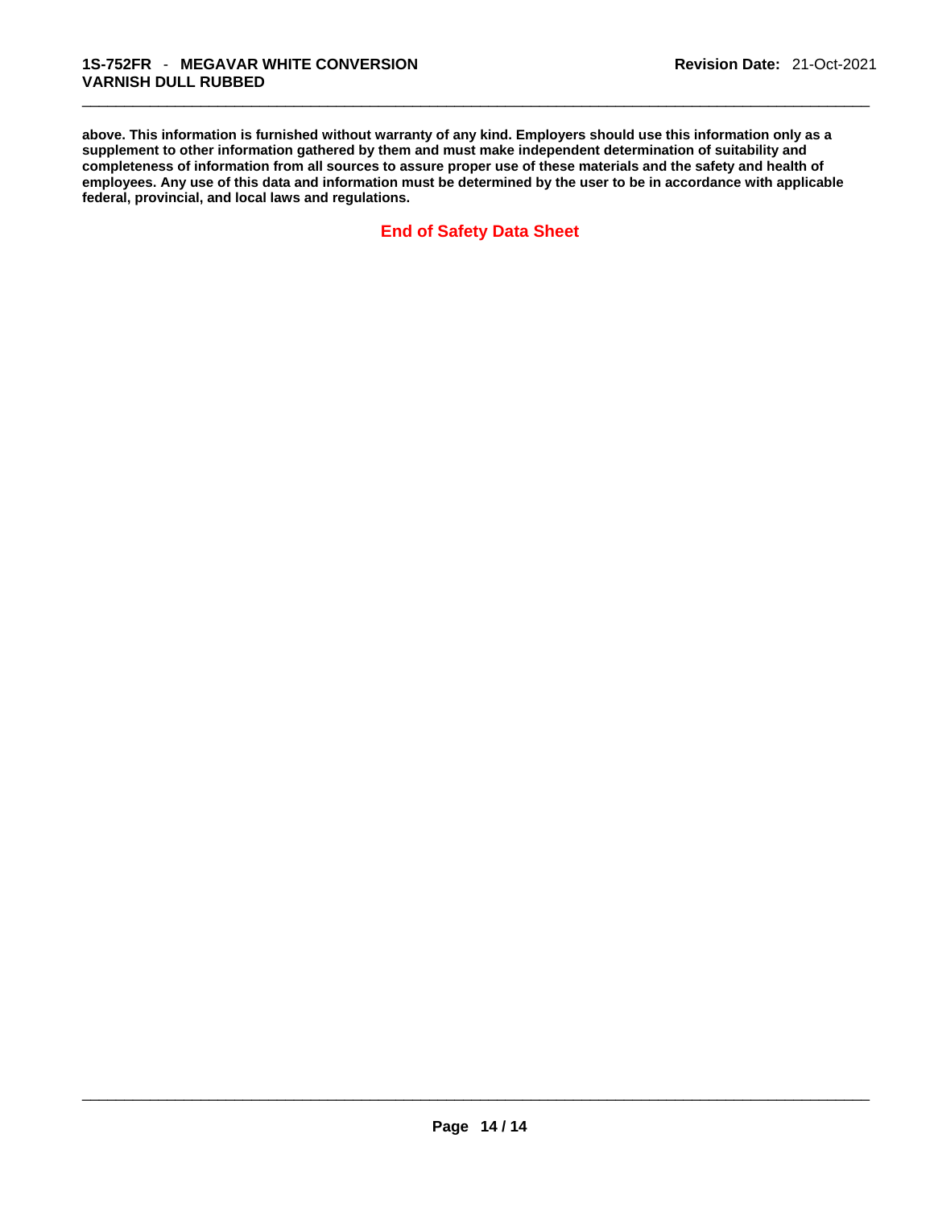**above. This information is furnished without warranty of any kind. Employers should use this information only as a supplement to other information gathered by them and must make independent determination of suitability and completeness of information from all sources to assure proper use of these materials and the safety and health of employees. Any use of this data and information must be determined by the user to be in accordance with applicable federal, provincial, and local laws and regulations.**

**End of Safety Data Sheet**